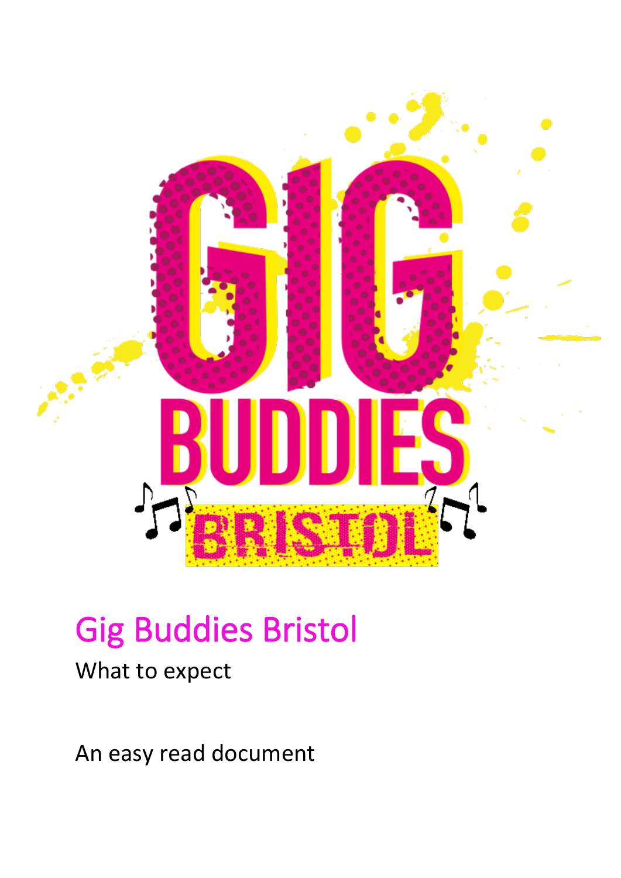# Gig Buddies Bristol

What to expect

An easy read document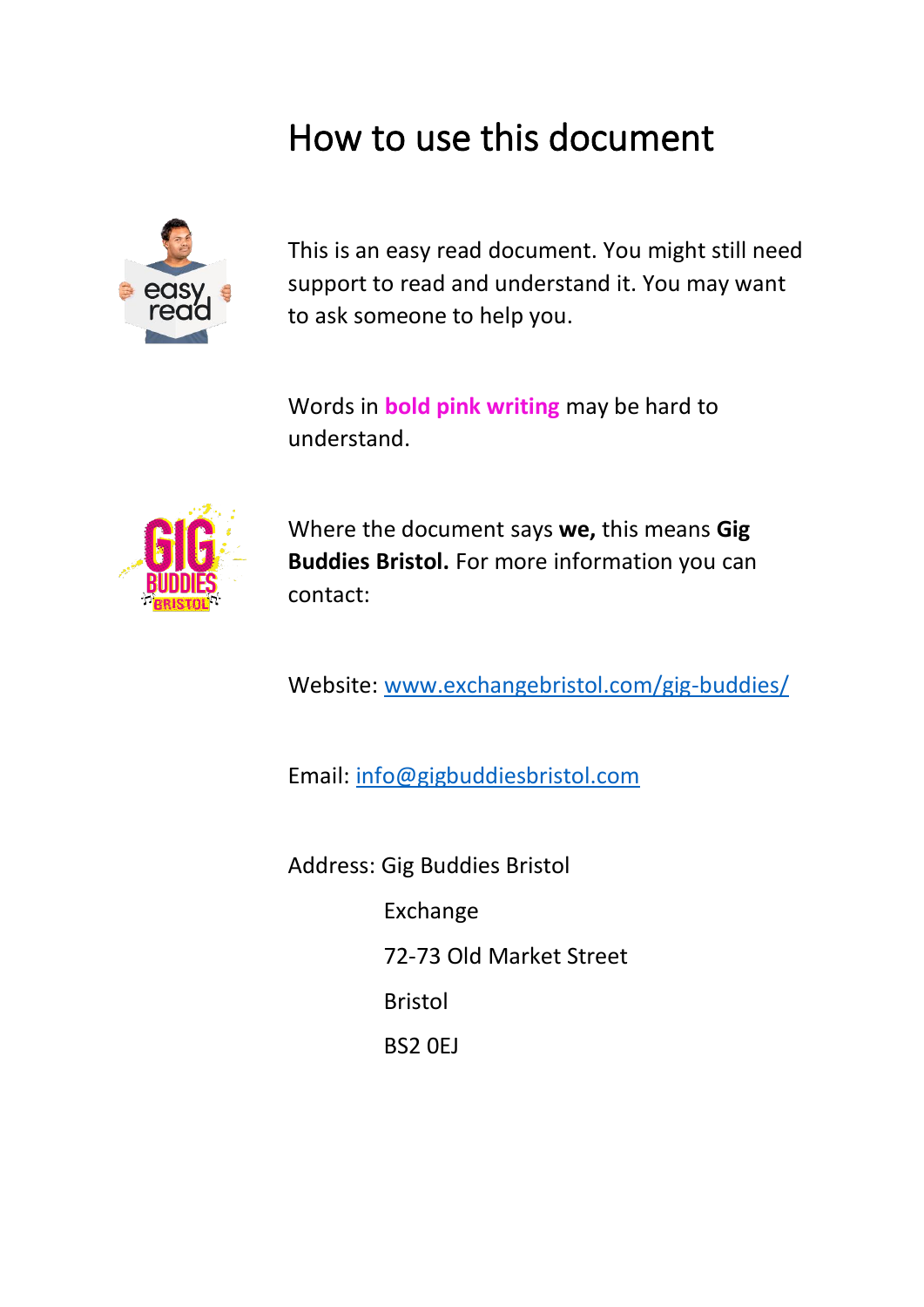# How to use this document

This is an easy read document. You might still need support to read and understand it. You may want to ask someone to help you.

Words in **bold pink writing** may be hard to understand.

Where the document says **we,** this means **Gig Buddies Bristol.** For more information you can contact:

Website: [www.exchangebristol.com/gig-buddies/](http://www.exchangebristol.com/gig-buddies/)

Email: [info@gigbuddiesbristol.com](mailto:info@gigbuddiesbristol.com)

Address: Gig Buddies Bristol
Exchange
72-73 Old Market Street
Bristol
BS2 0EJ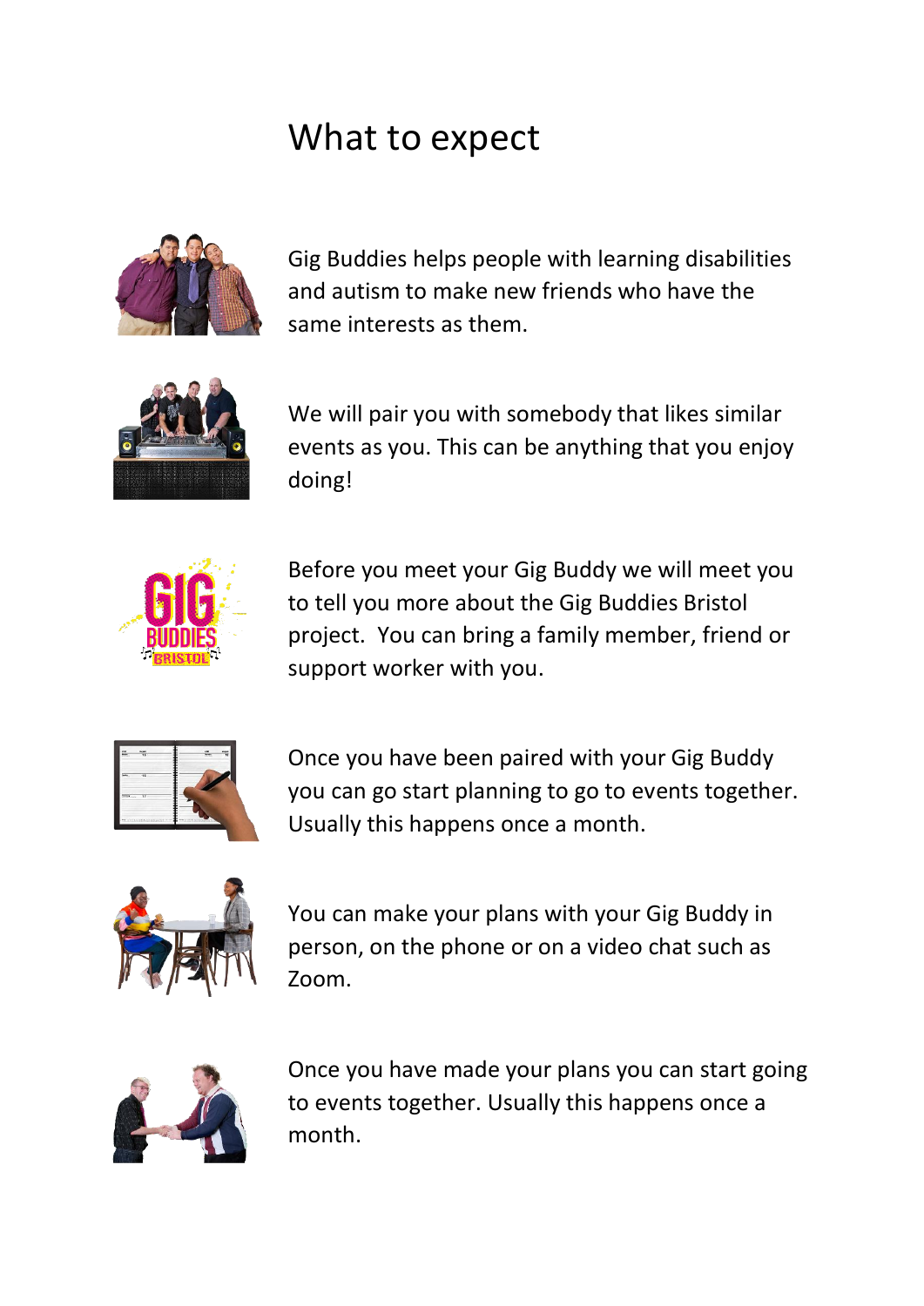# What to expect

Gig Buddies helps people with learning disabilities and autism to make new friends who have the same interests as them.

We will pair you with somebody that likes similar events as you. This can be anything that you enjoy doing!

Before you meet your Gig Buddy we will meet you to tell you more about the Gig Buddies Bristol project. You can bring a family member, friend or support worker with you.

Once you have been paired with your Gig Buddy you can go start planning to go to events together. Usually this happens once a month.

You can make your plans with your Gig Buddy in person, on the phone or on a video chat such as Zoom.

Once you have made your plans you can start going to events together. Usually this happens once a month.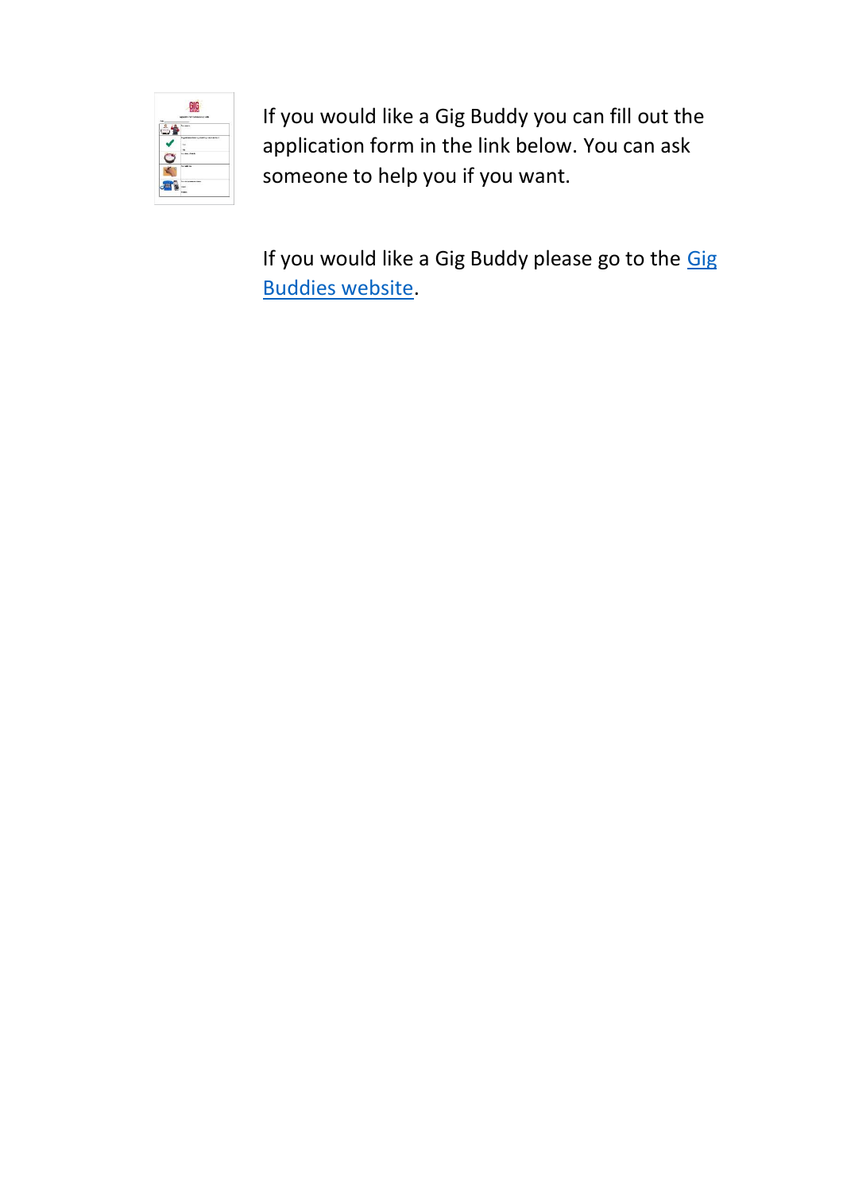If you would like a Gig Buddy you can fill out the application form in the link below. You can ask someone to help you if you want.

If you would like a Gig Buddy please go to the Gig Buddies website.